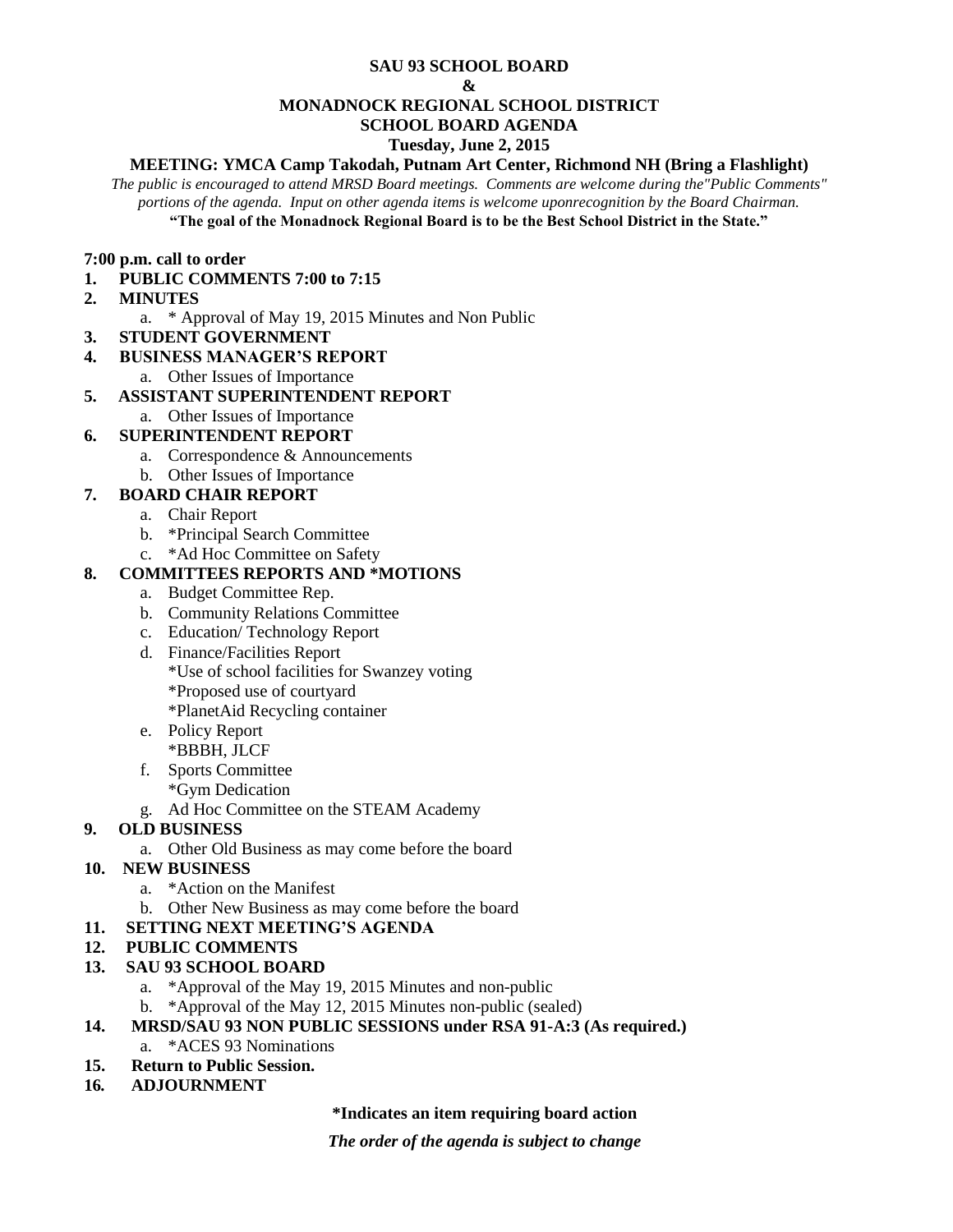**SAU 93 SCHOOL BOARD**

**&**

**MONADNOCK REGIONAL SCHOOL DISTRICT**

**SCHOOL BOARD AGENDA**

**Tuesday, June 2, 2015**

**MEETING: YMCA Camp Takodah, Putnam Art Center, Richmond NH (Bring a Flashlight)**

*The public is encouraged to attend MRSD Board meetings. Comments are welcome during the"Public Comments" portions of the agenda. Input on other agenda items is welcome uponrecognition by the Board Chairman.*

**"The goal of the Monadnock Regional Board is to be the Best School District in the State."**

**7:00 p.m. call to order**

1. **PUBLIC COMMENTS 7:00 to 7:15**
2. **MINUTES**
   a. * Approval of May 19, 2015 Minutes and Non Public
3. **STUDENT GOVERNMENT**
4. **BUSINESS MANAGER'S REPORT**
   a. Other Issues of Importance
5. **ASSISTANT SUPERINTENDENT REPORT**
   a. Other Issues of Importance
6. **SUPERINTENDENT REPORT**
   a. Correspondence & Announcements
   b. Other Issues of Importance
7. **BOARD CHAIR REPORT**
   a. Chair Report
   b. *Principal Search Committee
   c. *Ad Hoc Committee on Safety
8. **COMMITTEES REPORTS AND *MOTIONS**
   a. Budget Committee Rep.
   b. Community Relations Committee
   c. Education/ Technology Report
   d. Finance/Facilities Report
      *Use of school facilities for Swanzey voting
      *Proposed use of courtyard
      *PlanetAid Recycling container
   e. Policy Report
      *BBBH, JLCF
   f. Sports Committee
      *Gym Dedication
   g. Ad Hoc Committee on the STEAM Academy
9. **OLD BUSINESS**
   a. Other Old Business as may come before the board
10. **NEW BUSINESS**
    a. *Action on the Manifest
    b. Other New Business as may come before the board
11. **SETTING NEXT MEETING'S AGENDA**
12. **PUBLIC COMMENTS**
13. **SAU 93 SCHOOL BOARD**
    a. *Approval of the May 19, 2015 Minutes and non-public
    b. *Approval of the May 12, 2015 Minutes non-public (sealed)
14. **MRSD/SAU 93 NON PUBLIC SESSIONS under RSA 91-A:3 (As required.)**
    a. *ACES 93 Nominations
15. **Return to Public Session.**
16. **ADJOURNMENT**

**\*Indicates an item requiring board action**

***The order of the agenda is subject to change***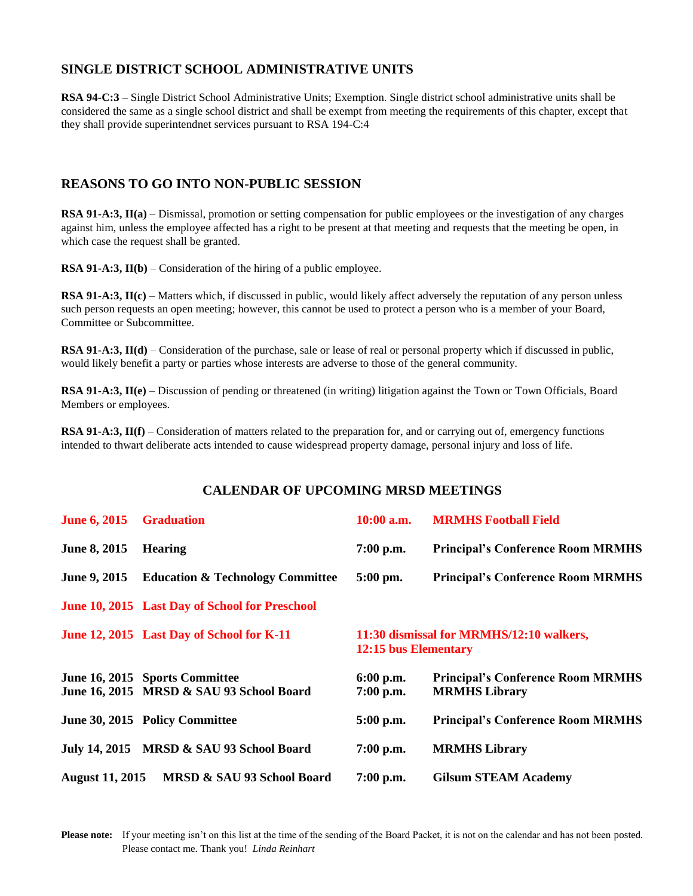## SINGLE DISTRICT SCHOOL ADMINISTRATIVE UNITS

**RSA 94-C:3** – Single District School Administrative Units; Exemption. Single district school administrative units shall be considered the same as a single school district and shall be exempt from meeting the requirements of this chapter, except that they shall provide superintendnet services pursuant to RSA 194-C:4

## REASONS TO GO INTO NON-PUBLIC SESSION

**RSA 91-A:3, II(a)** – Dismissal, promotion or setting compensation for public employees or the investigation of any charges against him, unless the employee affected has a right to be present at that meeting and requests that the meeting be open, in which case the request shall be granted.

**RSA 91-A:3, II(b)** – Consideration of the hiring of a public employee.

**RSA 91-A:3, II(c)** – Matters which, if discussed in public, would likely affect adversely the reputation of any person unless such person requests an open meeting; however, this cannot be used to protect a person who is a member of your Board, Committee or Subcommittee.

**RSA 91-A:3, II(d)** – Consideration of the purchase, sale or lease of real or personal property which if discussed in public, would likely benefit a party or parties whose interests are adverse to those of the general community.

**RSA 91-A:3, II(e)** – Discussion of pending or threatened (in writing) litigation against the Town or Town Officials, Board Members or employees.

**RSA 91-A:3, II(f)** – Consideration of matters related to the preparation for, and or carrying out of, emergency functions intended to thwart deliberate acts intended to cause widespread property damage, personal injury and loss of life.

## CALENDAR OF UPCOMING MRSD MEETINGS

| | | | |
|---|---|---|---|
| **June 6, 2015** | **Graduation** | **10:00 a.m.** | **MRMHS Football Field** |
| **June 8, 2015** | **Hearing** | **7:00 p.m.** | **Principal's Conference Room MRMHS** |
| **June 9, 2015** | **Education & Technology Committee** | **5:00 pm.** | **Principal's Conference Room MRMHS** |
| **June 10, 2015** | **Last Day of School for Preschool** | | |
| **June 12, 2015** | **Last Day of School for K-11** | **11:30 dismissal for MRMHS/12:10 walkers, 12:15 bus Elementary** | |
| **June 16, 2015** | **Sports Committee** | **6:00 p.m.** | **Principal's Conference Room MRMHS** |
| **June 16, 2015** | **MRSD & SAU 93 School Board** | **7:00 p.m.** | **MRMHS Library** |
| **June 30, 2015** | **Policy Committee** | **5:00 p.m.** | **Principal's Conference Room MRMHS** |
| **July 14, 2015** | **MRSD & SAU 93 School Board** | **7:00 p.m.** | **MRMHS Library** |
| **August 11, 2015** | **MRSD & SAU 93 School Board** | **7:00 p.m.** | **Gilsum STEAM Academy** |

**Please note:** If your meeting isn't on this list at the time of the sending of the Board Packet, it is not on the calendar and has not been posted. Please contact me. Thank you! *Linda Reinhart*